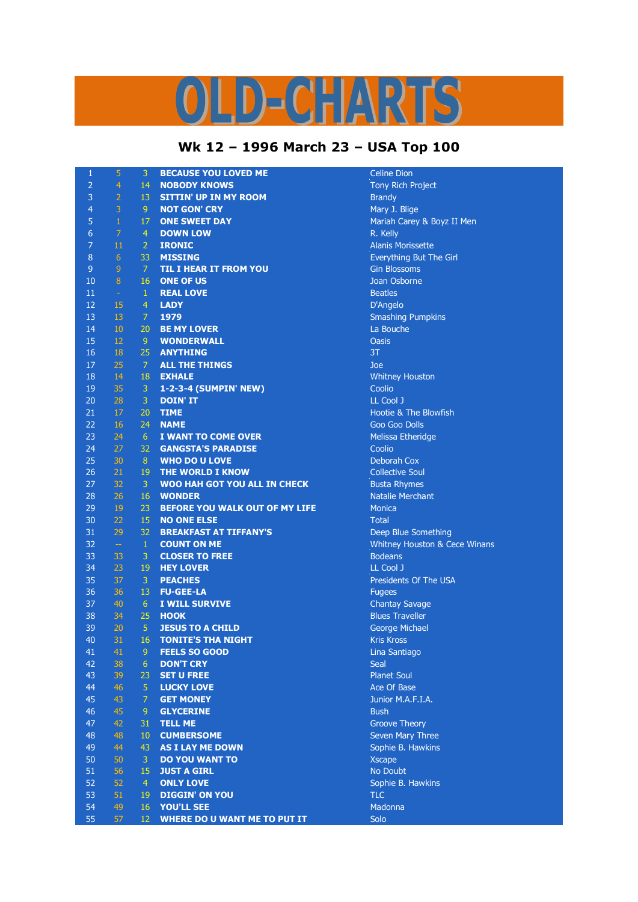# OLD-CHARTS

## Wk 12 – 1996 March 23 – USA Top 100

| | | | | |
|---|---|---|---|---|
| 1 | 5 | 3 | BECAUSE YOU LOVED ME | Celine Dion |
| 2 | 4 | 14 | NOBODY KNOWS | Tony Rich Project |
| 3 | 2 | 13 | SITTIN' UP IN MY ROOM | Brandy |
| 4 | 3 | 9 | NOT GON' CRY | Mary J. Blige |
| 5 | 1 | 17 | ONE SWEET DAY | Mariah Carey & Boyz II Men |
| 6 | 7 | 4 | DOWN LOW | R. Kelly |
| 7 | 11 | 2 | IRONIC | Alanis Morissette |
| 8 | 6 | 33 | MISSING | Everything But The Girl |
| 9 | 9 | 7 | TIL I HEAR IT FROM YOU | Gin Blossoms |
| 10 | 8 | 16 | ONE OF US | Joan Osborne |
| 11 | - | 1 | REAL LOVE | Beatles |
| 12 | 15 | 4 | LADY | D'Angelo |
| 13 | 13 | 7 | 1979 | Smashing Pumpkins |
| 14 | 10 | 20 | BE MY LOVER | La Bouche |
| 15 | 12 | 9 | WONDERWALL | Oasis |
| 16 | 18 | 25 | ANYTHING | 3T |
| 17 | 25 | 7 | ALL THE THINGS | Joe |
| 18 | 14 | 18 | EXHALE | Whitney Houston |
| 19 | 35 | 3 | 1-2-3-4 (SUMPIN' NEW) | Coolio |
| 20 | 28 | 3 | DOIN' IT | LL Cool J |
| 21 | 17 | 20 | TIME | Hootie & The Blowfish |
| 22 | 16 | 24 | NAME | Goo Goo Dolls |
| 23 | 24 | 6 | I WANT TO COME OVER | Melissa Etheridge |
| 24 | 27 | 32 | GANGSTA'S PARADISE | Coolio |
| 25 | 30 | 8 | WHO DO U LOVE | Deborah Cox |
| 26 | 21 | 19 | THE WORLD I KNOW | Collective Soul |
| 27 | 32 | 3 | WOO HAH GOT YOU ALL IN CHECK | Busta Rhymes |
| 28 | 26 | 16 | WONDER | Natalie Merchant |
| 29 | 19 | 23 | BEFORE YOU WALK OUT OF MY LIFE | Monica |
| 30 | 22 | 15 | NO ONE ELSE | Total |
| 31 | 29 | 32 | BREAKFAST AT TIFFANY'S | Deep Blue Something |
| 32 | -- | 1 | COUNT ON ME | Whitney Houston & Cece Winans |
| 33 | 33 | 3 | CLOSER TO FREE | Bodeans |
| 34 | 23 | 19 | HEY LOVER | LL Cool J |
| 35 | 37 | 3 | PEACHES | Presidents Of The USA |
| 36 | 36 | 13 | FU-GEE-LA | Fugees |
| 37 | 40 | 6 | I WILL SURVIVE | Chantay Savage |
| 38 | 34 | 25 | HOOK | Blues Traveller |
| 39 | 20 | 5 | JESUS TO A CHILD | George Michael |
| 40 | 31 | 16 | TONITE'S THA NIGHT | Kris Kross |
| 41 | 41 | 9 | FEELS SO GOOD | Lina Santiago |
| 42 | 38 | 6 | DON'T CRY | Seal |
| 43 | 39 | 23 | SET U FREE | Planet Soul |
| 44 | 46 | 5 | LUCKY LOVE | Ace Of Base |
| 45 | 43 | 7 | GET MONEY | Junior M.A.F.I.A. |
| 46 | 45 | 9 | GLYCERINE | Bush |
| 47 | 42 | 31 | TELL ME | Groove Theory |
| 48 | 48 | 10 | CUMBERSOME | Seven Mary Three |
| 49 | 44 | 43 | AS I LAY ME DOWN | Sophie B. Hawkins |
| 50 | 50 | 3 | DO YOU WANT TO | Xscape |
| 51 | 56 | 15 | JUST A GIRL | No Doubt |
| 52 | 52 | 4 | ONLY LOVE | Sophie B. Hawkins |
| 53 | 51 | 19 | DIGGIN' ON YOU | TLC |
| 54 | 49 | 16 | YOU'LL SEE | Madonna |
| 55 | 57 | 12 | WHERE DO U WANT ME TO PUT IT | Solo |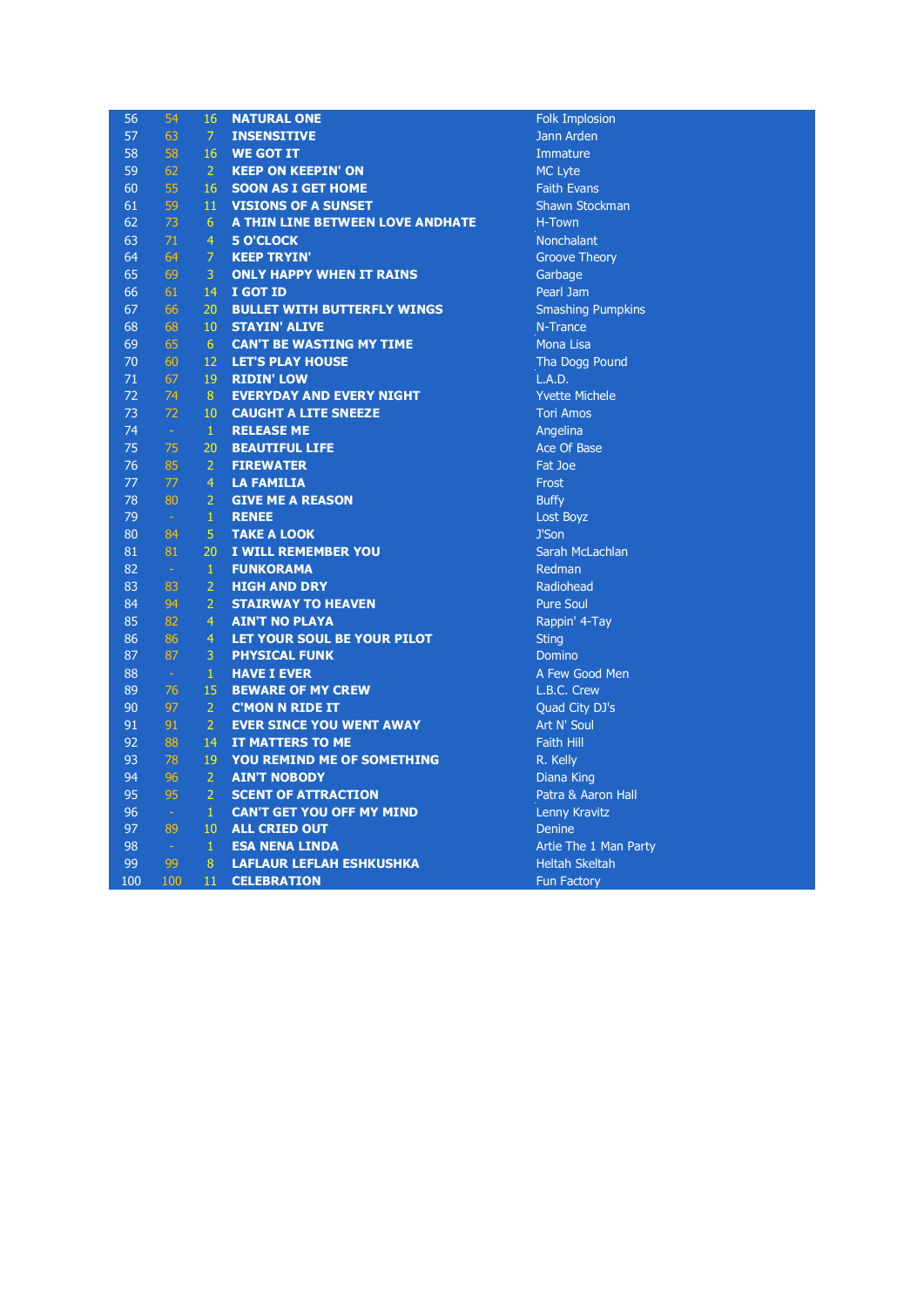| | | | | |
|---|---|---|---|---|
| 56 | 54 | 16 | **NATURAL ONE** | Folk Implosion |
| 57 | 63 | 7 | **INSENSITIVE** | Jann Arden |
| 58 | 58 | 16 | **WE GOT IT** | Immature |
| 59 | 62 | 2 | **KEEP ON KEEPIN' ON** | MC Lyte |
| 60 | 55 | 16 | **SOON AS I GET HOME** | Faith Evans |
| 61 | 59 | 11 | **VISIONS OF A SUNSET** | Shawn Stockman |
| 62 | 73 | 6 | **A THIN LINE BETWEEN LOVE ANDHATE** | H-Town |
| 63 | 71 | 4 | **5 O'CLOCK** | Nonchalant |
| 64 | 64 | 7 | **KEEP TRYIN'** | Groove Theory |
| 65 | 69 | 3 | **ONLY HAPPY WHEN IT RAINS** | Garbage |
| 66 | 61 | 14 | **I GOT ID** | Pearl Jam |
| 67 | 66 | 20 | **BULLET WITH BUTTERFLY WINGS** | Smashing Pumpkins |
| 68 | 68 | 10 | **STAYIN' ALIVE** | N-Trance |
| 69 | 65 | 6 | **CAN'T BE WASTING MY TIME** | Mona Lisa |
| 70 | 60 | 12 | **LET'S PLAY HOUSE** | Tha Dogg Pound |
| 71 | 67 | 19 | **RIDIN' LOW** | L.A.D. |
| 72 | 74 | 8 | **EVERYDAY AND EVERY NIGHT** | Yvette Michele |
| 73 | 72 | 10 | **CAUGHT A LITE SNEEZE** | Tori Amos |
| 74 | - | 1 | **RELEASE ME** | Angelina |
| 75 | 75 | 20 | **BEAUTIFUL LIFE** | Ace Of Base |
| 76 | 85 | 2 | **FIREWATER** | Fat Joe |
| 77 | 77 | 4 | **LA FAMILIA** | Frost |
| 78 | 80 | 2 | **GIVE ME A REASON** | Buffy |
| 79 | - | 1 | **RENEE** | Lost Boyz |
| 80 | 84 | 5 | **TAKE A LOOK** | J'Son |
| 81 | 81 | 20 | **I WILL REMEMBER YOU** | Sarah McLachlan |
| 82 | - | 1 | **FUNKORAMA** | Redman |
| 83 | 83 | 2 | **HIGH AND DRY** | Radiohead |
| 84 | 94 | 2 | **STAIRWAY TO HEAVEN** | Pure Soul |
| 85 | 82 | 4 | **AIN'T NO PLAYA** | Rappin' 4-Tay |
| 86 | 86 | 4 | **LET YOUR SOUL BE YOUR PILOT** | Sting |
| 87 | 87 | 3 | **PHYSICAL FUNK** | Domino |
| 88 | - | 1 | **HAVE I EVER** | A Few Good Men |
| 89 | 76 | 15 | **BEWARE OF MY CREW** | L.B.C. Crew |
| 90 | 97 | 2 | **C'MON N RIDE IT** | Quad City DJ's |
| 91 | 91 | 2 | **EVER SINCE YOU WENT AWAY** | Art N' Soul |
| 92 | 88 | 14 | **IT MATTERS TO ME** | Faith Hill |
| 93 | 78 | 19 | **YOU REMIND ME OF SOMETHING** | R. Kelly |
| 94 | 96 | 2 | **AIN'T NOBODY** | Diana King |
| 95 | 95 | 2 | **SCENT OF ATTRACTION** | Patra & Aaron Hall |
| 96 | - | 1 | **CAN'T GET YOU OFF MY MIND** | Lenny Kravitz |
| 97 | 89 | 10 | **ALL CRIED OUT** | Denine |
| 98 | - | 1 | **ESA NENA LINDA** | Artie The 1 Man Party |
| 99 | 99 | 8 | **LAFLAUR LEFLAH ESHKUSHKA** | Heltah Skeltah |
| 100 | 100 | 11 | **CELEBRATION** | Fun Factory |